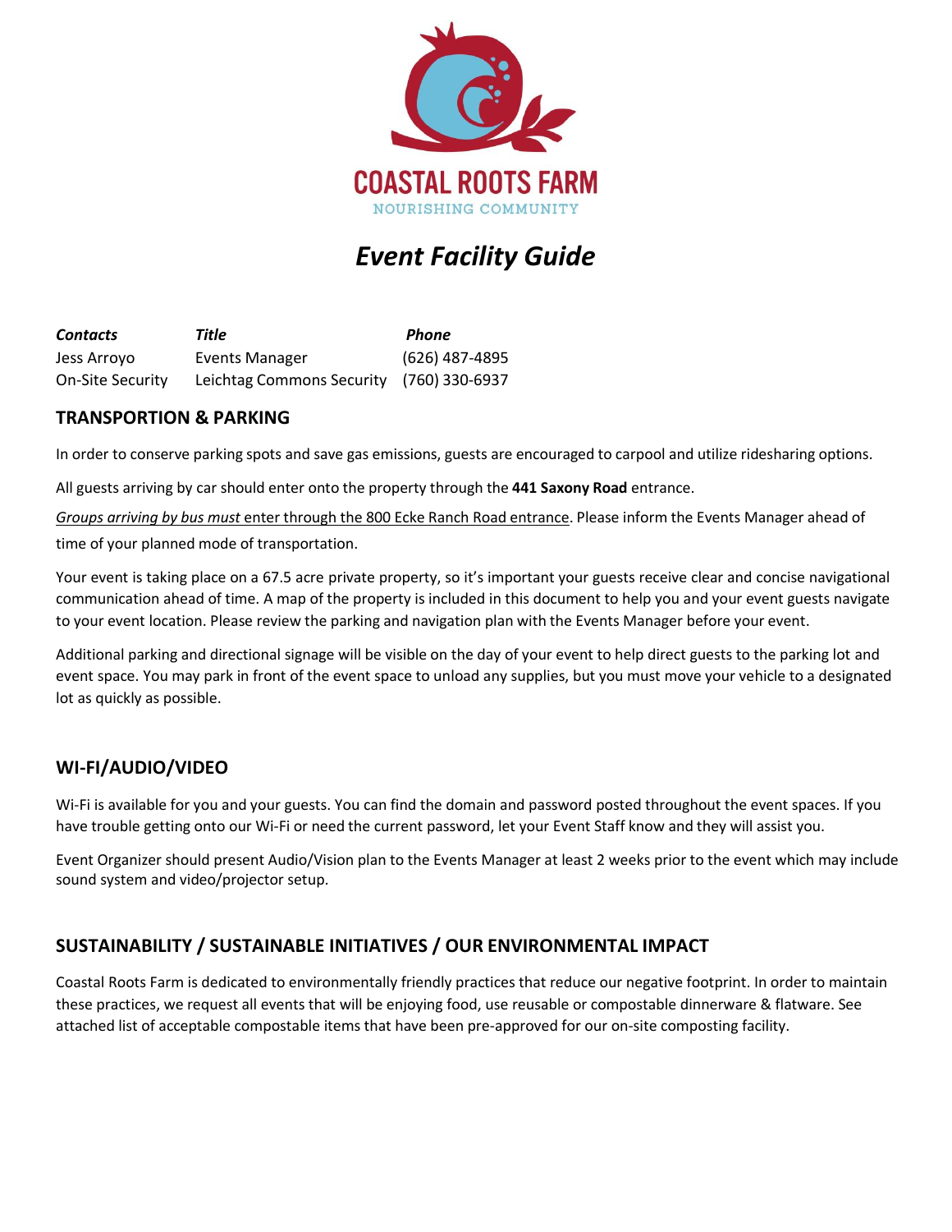COASTAL ROOTS FARM

NOURISHING COMMUNITY

# *Event Facility Guide*

| ***Contacts*** | ***Title*** | ***Phone*** |
| --- | --- | --- |
| Jess Arroyo | Events Manager | (626) 487-4895 |
| On-Site Security | Leichtag Commons Security | (760) 330-6937 |

## TRANSPORTION & PARKING

In order to conserve parking spots and save gas emissions, guests are encouraged to carpool and utilize ridesharing options.

All guests arriving by car should enter onto the property through the **441 Saxony Road** entrance.

*Groups arriving by bus must* enter through the 800 Ecke Ranch Road entrance. Please inform the Events Manager ahead of time of your planned mode of transportation.

Your event is taking place on a 67.5 acre private property, so it's important your guests receive clear and concise navigational communication ahead of time. A map of the property is included in this document to help you and your event guests navigate to your event location. Please review the parking and navigation plan with the Events Manager before your event.

Additional parking and directional signage will be visible on the day of your event to help direct guests to the parking lot and event space. You may park in front of the event space to unload any supplies, but you must move your vehicle to a designated lot as quickly as possible.

## WI-FI/AUDIO/VIDEO

Wi-Fi is available for you and your guests. You can find the domain and password posted throughout the event spaces. If you have trouble getting onto our Wi-Fi or need the current password, let your Event Staff know and they will assist you.

Event Organizer should present Audio/Vision plan to the Events Manager at least 2 weeks prior to the event which may include sound system and video/projector setup.

## SUSTAINABILITY / SUSTAINABLE INITIATIVES / OUR ENVIRONMENTAL IMPACT

Coastal Roots Farm is dedicated to environmentally friendly practices that reduce our negative footprint. In order to maintain these practices, we request all events that will be enjoying food, use reusable or compostable dinnerware & flatware. See attached list of acceptable compostable items that have been pre-approved for our on-site composting facility.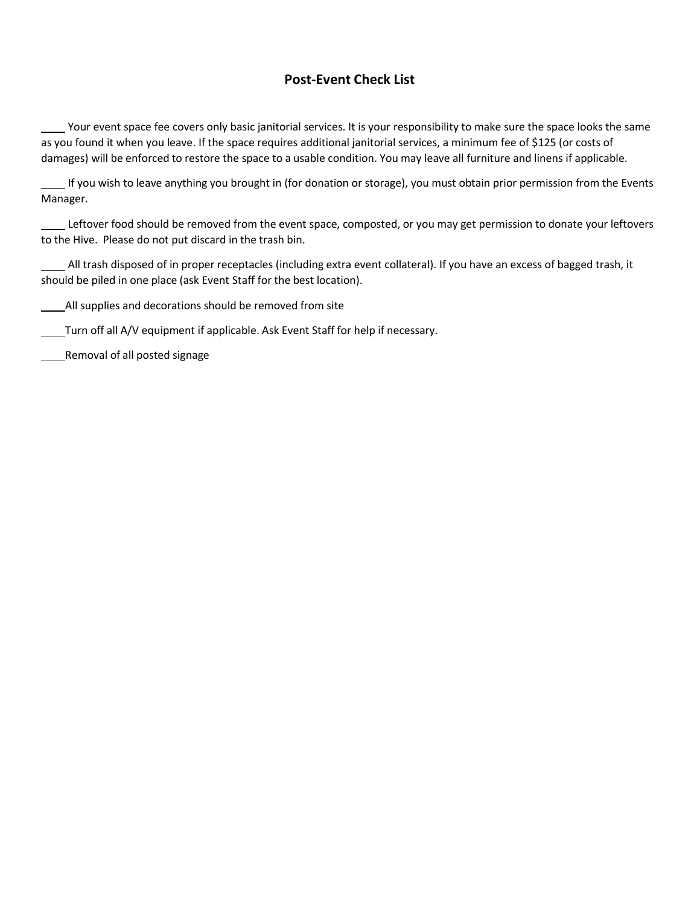## Post-Event Check List

____ Your event space fee covers only basic janitorial services. It is your responsibility to make sure the space looks the same as you found it when you leave. If the space requires additional janitorial services, a minimum fee of $125 (or costs of damages) will be enforced to restore the space to a usable condition. You may leave all furniture and linens if applicable.

____ If you wish to leave anything you brought in (for donation or storage), you must obtain prior permission from the Events Manager.

____ Leftover food should be removed from the event space, composted, or you may get permission to donate your leftovers to the Hive. Please do not put discard in the trash bin.

____ All trash disposed of in proper receptacles (including extra event collateral). If you have an excess of bagged trash, it should be piled in one place (ask Event Staff for the best location).

____All supplies and decorations should be removed from site

____Turn off all A/V equipment if applicable. Ask Event Staff for help if necessary.

____Removal of all posted signage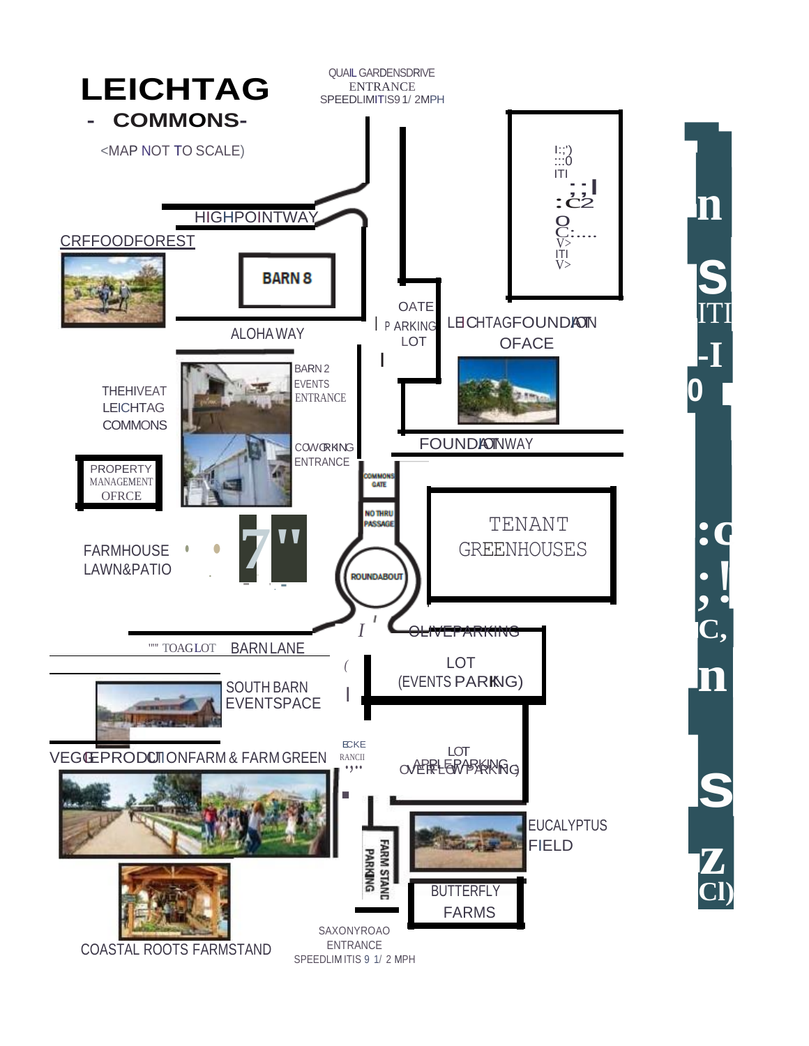# LEICHTAG

## - COMMONS-

<MAP NOT TO SCALE)

QUAIL GARDENSDRIVE
ENTRANCE
SPEEDLIMITIS9 1/ 2MPH

HIGHPOINTWAY

CRFFOODFOREST

BARN 8

ALOHAWAY

OATE
PARKING
LOT

LEICHTAGFOUNDATION
OFACE

BARN 2
EVENTS
ENTRANCE

THEHIVEAT
LEICHTAG
COMMONS

COWORKING
ENTRANCE

FOUNDATIONWAY

PROPERTY
MANAGEMENT
OFRCE

COMMONS
GATE

NO THRU
PASSAGE

TENANT
GREENHOUSES

FARMHOUSE
LAWN&PATIO

ROUNDABOUT

OLIVEPARKING
LOT
(EVENTS PARKING)

TOAGLOT BARNLANE

SOUTH BARN
EVENTSPACE

VEGGEPRODUCTIONFARM & FARM GREEN

ECKE
RANCH

APPLEPARKING
LOT
OVERFLOWPARKING

EUCALYPTUS
FIELD

FARM STAND
PARKING

BUTTERFLY
FARMS

COASTAL ROOTS FARMSTAND

SAXONYROAD
ENTRANCE
SPEEDLIMITIS 9 1/ 2 MPH